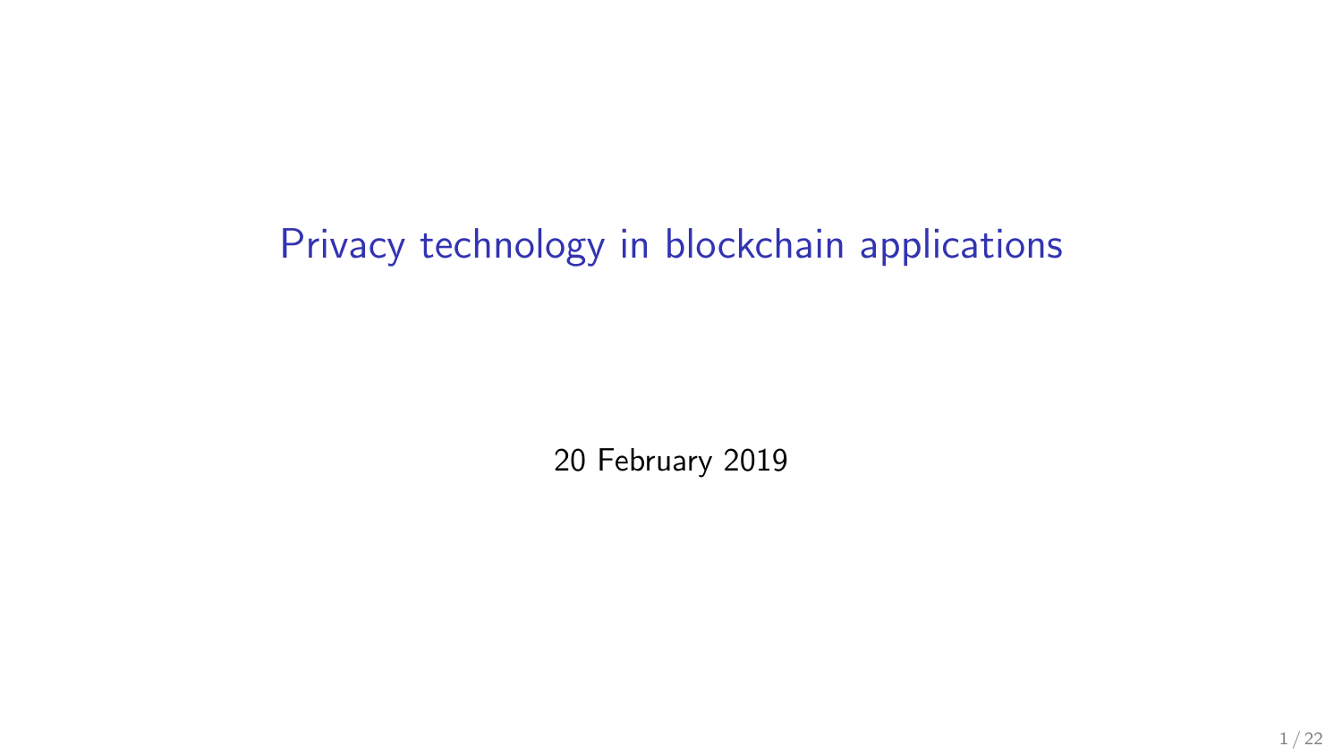# Privacy technology in blockchain applications

20 February 2019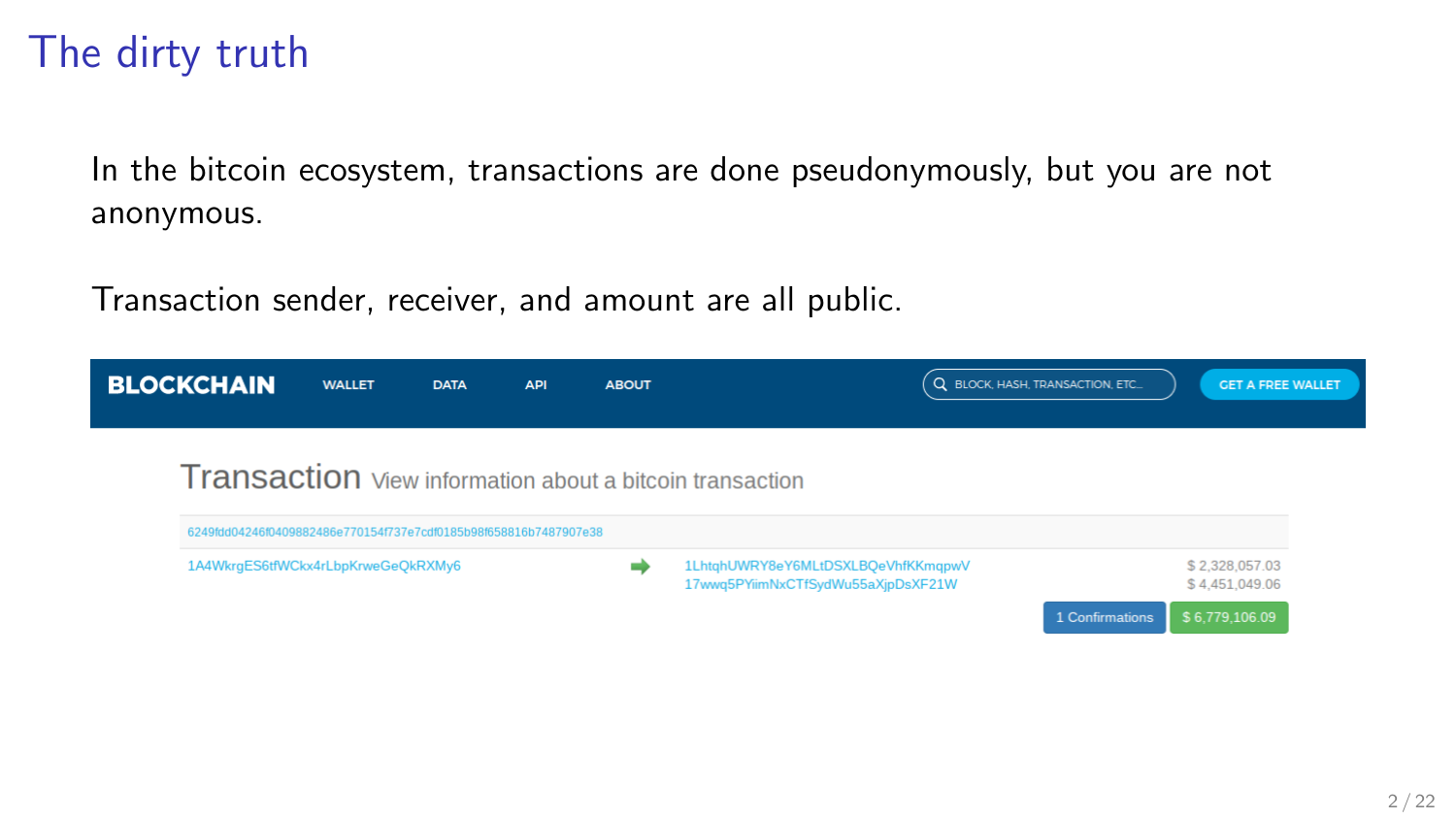# The dirty truth

In the bitcoin ecosystem, transactions are done pseudonymously, but you are not anonymous.

Transaction sender, receiver, and amount are all public.

BLOCKCHAIN | WALLET | DATA | API | ABOUT | BLOCK, HASH, TRANSACTION, ETC... | GET A FREE WALLET

## Transaction View information about a bitcoin transaction

6249fdd04246f0409882486e770154f737e7cdf0185b98f658816b7487907e38

| Input | | Output | Amount |
|---|---|---|---|
| 1A4WkrgES6tfWCkx4rLbpKrweGeQkRXMy6 | ➡ | 1LhtqhUWRY8eY6MLtDSXLBQeVhfKKmqpwV | $ 2,328,057.03 |
| | | 17wwq5PYimNxCTfSydWu55aXjpDsXF21W | $ 4,451,049.06 |

1 Confirmations | $ 6,779,106.09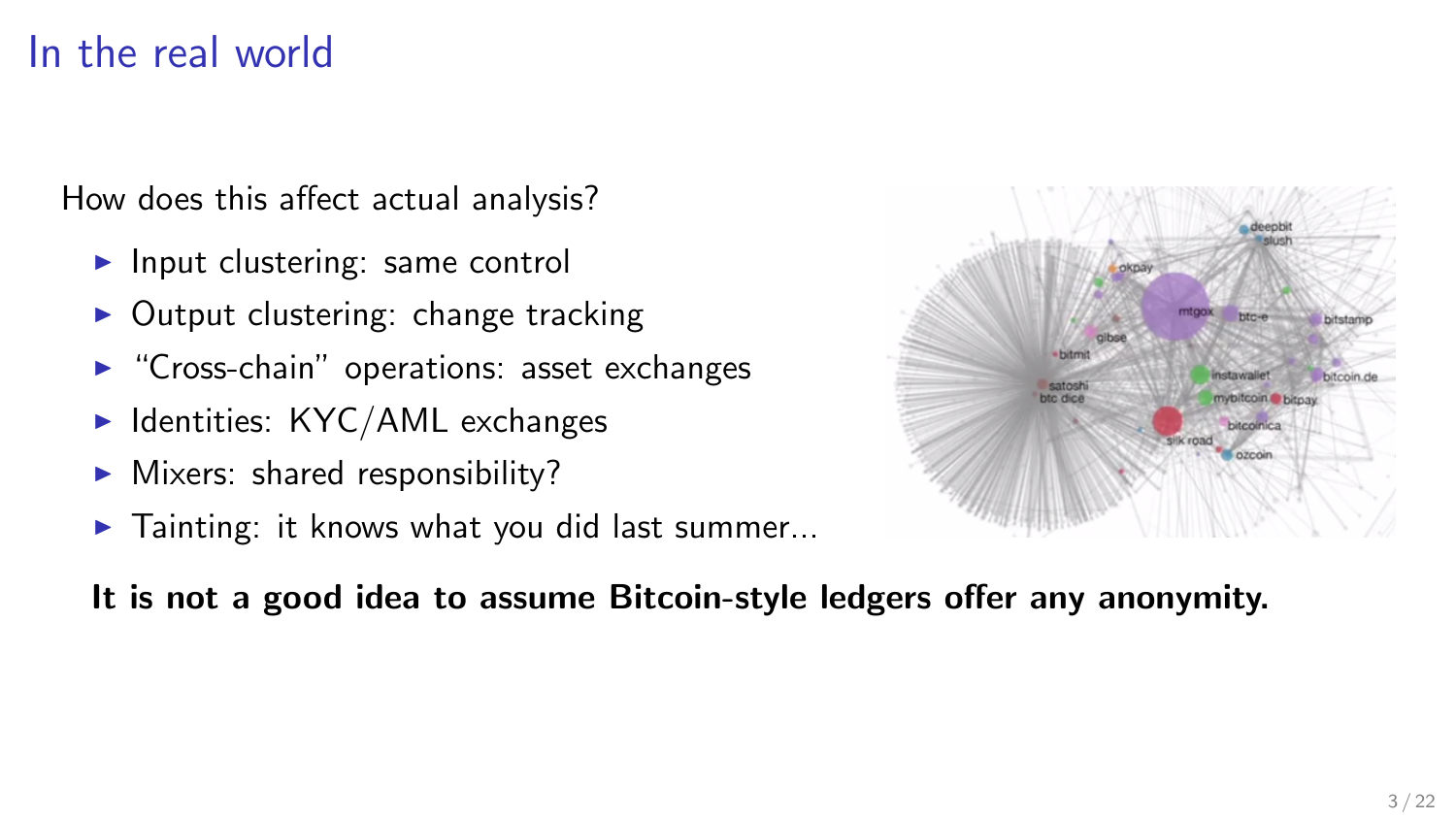# In the real world

How does this affect actual analysis?

- Input clustering: same control
- Output clustering: change tracking
- "Cross-chain" operations: asset exchanges
- Identities: KYC/AML exchanges
- Mixers: shared responsibility?
- Tainting: it knows what you did last summer...

**It is not a good idea to assume Bitcoin-style ledgers offer any anonymity.**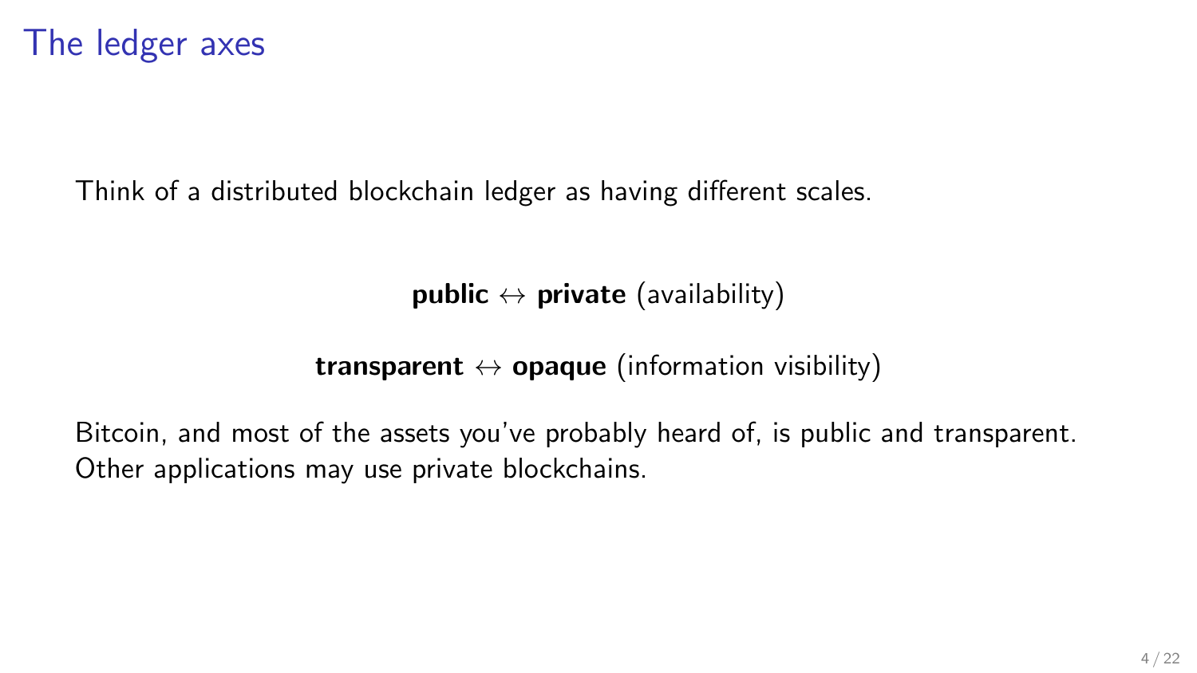# The ledger axes

Think of a distributed blockchain ledger as having different scales.

**public** $\leftrightarrow$ **private** (availability)

**transparent** $\leftrightarrow$ **opaque** (information visibility)

Bitcoin, and most of the assets you've probably heard of, is public and transparent. Other applications may use private blockchains.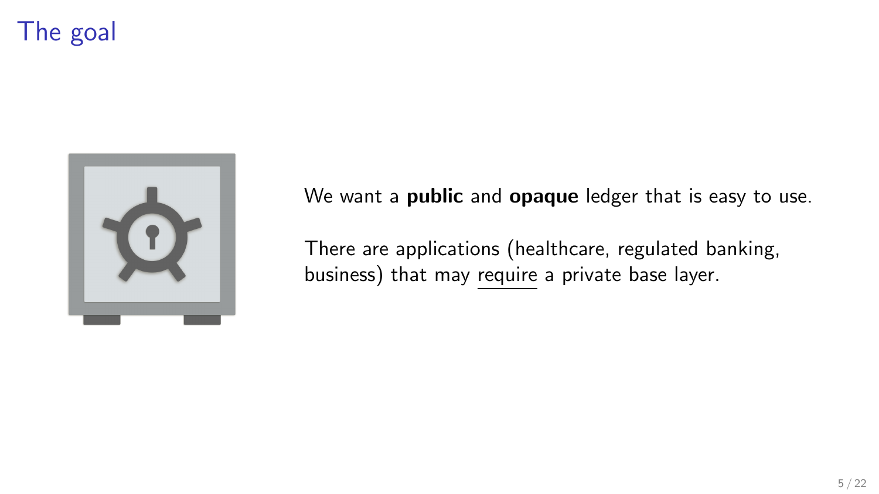# The goal

We want a **public** and **opaque** ledger that is easy to use.

There are applications (healthcare, regulated banking, business) that may <u>require</u> a private base layer.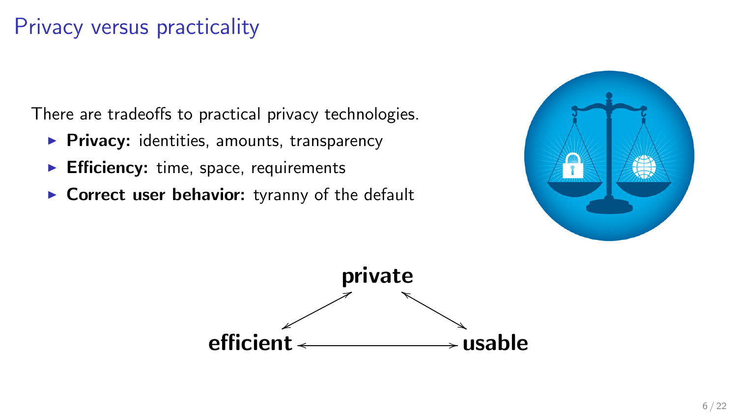# Privacy versus practicality

There are tradeoffs to practical privacy technologies.

- **Privacy:** identities, amounts, transparency
- **Efficiency:** time, space, requirements
- **Correct user behavior:** tyranny of the default

**private**

**efficient** ⟷ **usable**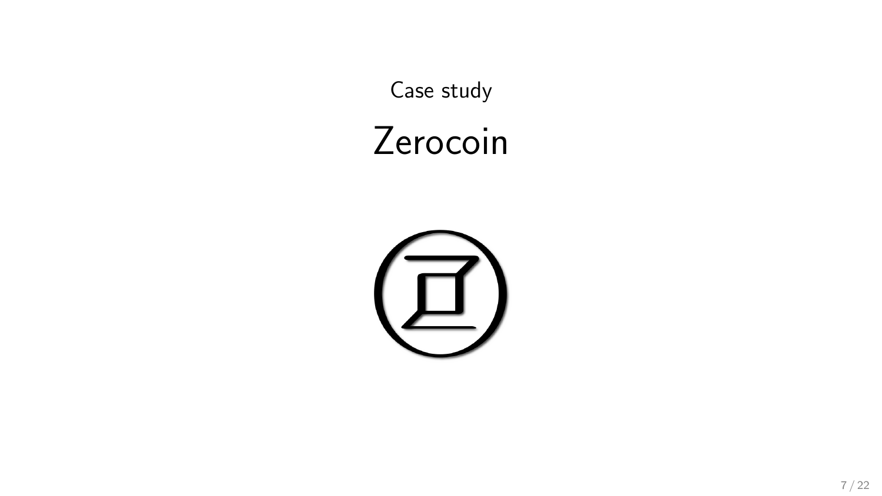Case study

# Zerocoin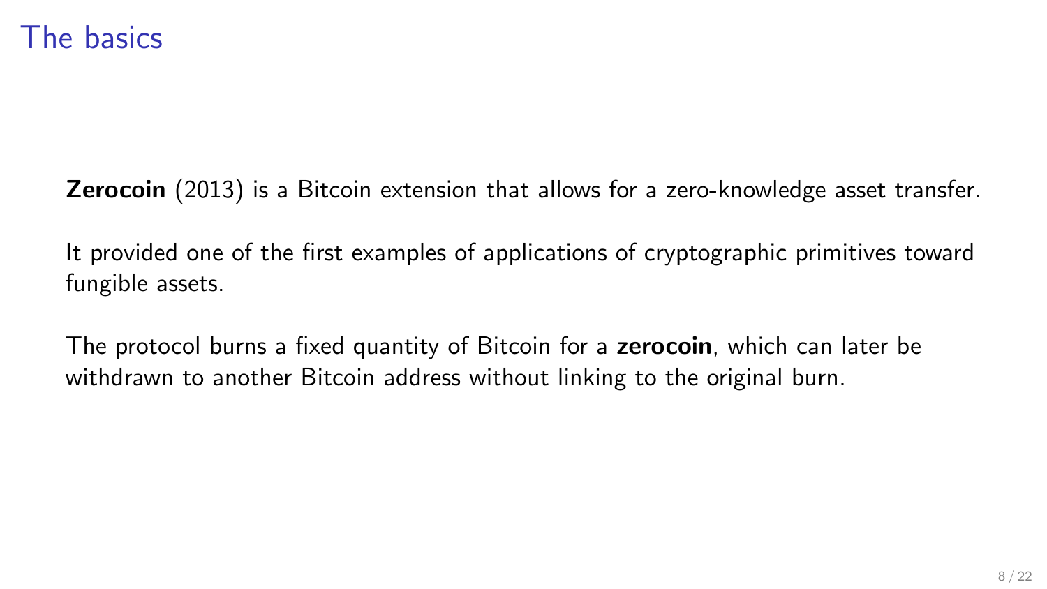# The basics

**Zerocoin** (2013) is a Bitcoin extension that allows for a zero-knowledge asset transfer.

It provided one of the first examples of applications of cryptographic primitives toward fungible assets.

The protocol burns a fixed quantity of Bitcoin for a **zerocoin**, which can later be withdrawn to another Bitcoin address without linking to the original burn.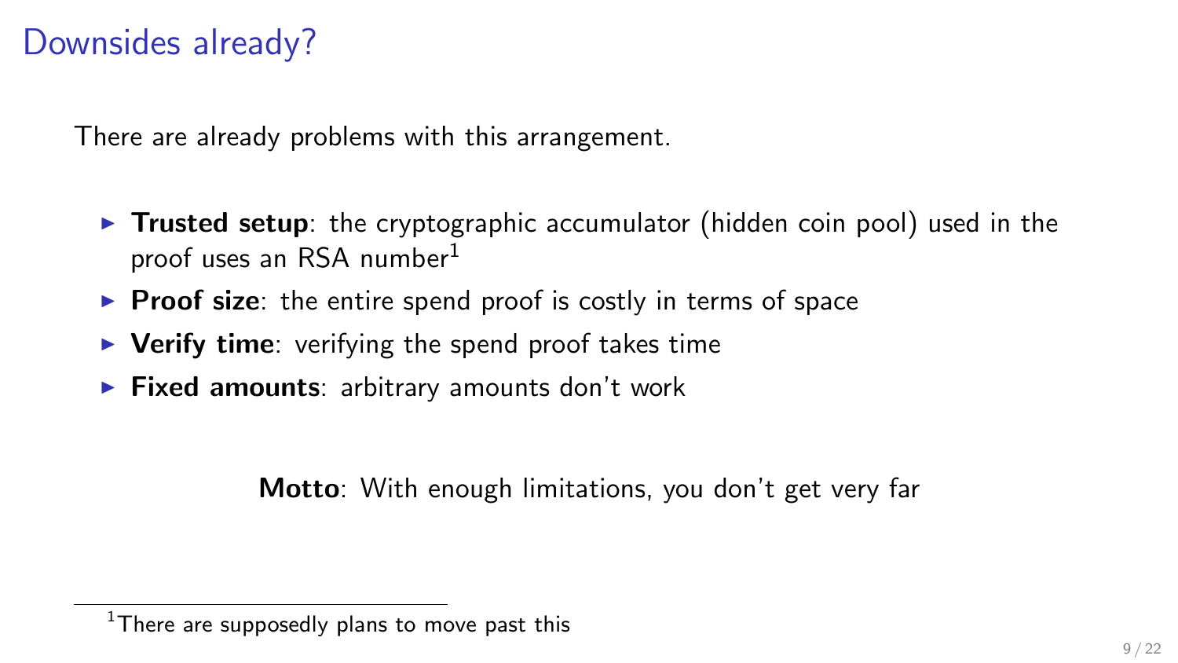# Downsides already?

There are already problems with this arrangement.

- **Trusted setup**: the cryptographic accumulator (hidden coin pool) used in the proof uses an RSA number[1]
- **Proof size**: the entire spend proof is costly in terms of space
- **Verify time**: verifying the spend proof takes time
- **Fixed amounts**: arbitrary amounts don't work

**Motto**: With enough limitations, you don't get very far

[1] There are supposedly plans to move past this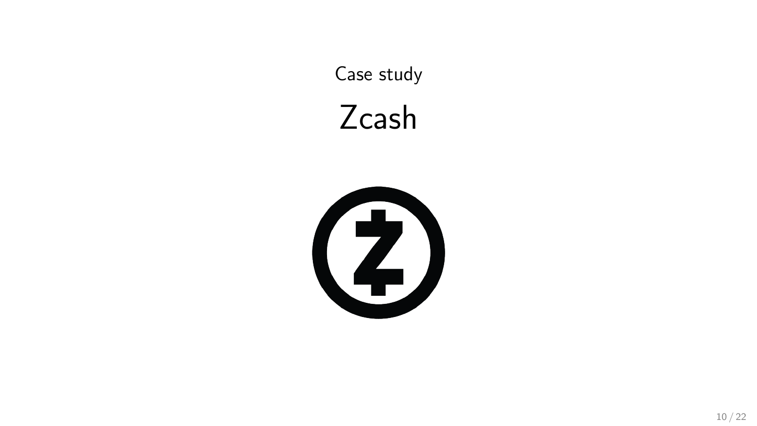Case study

# Zcash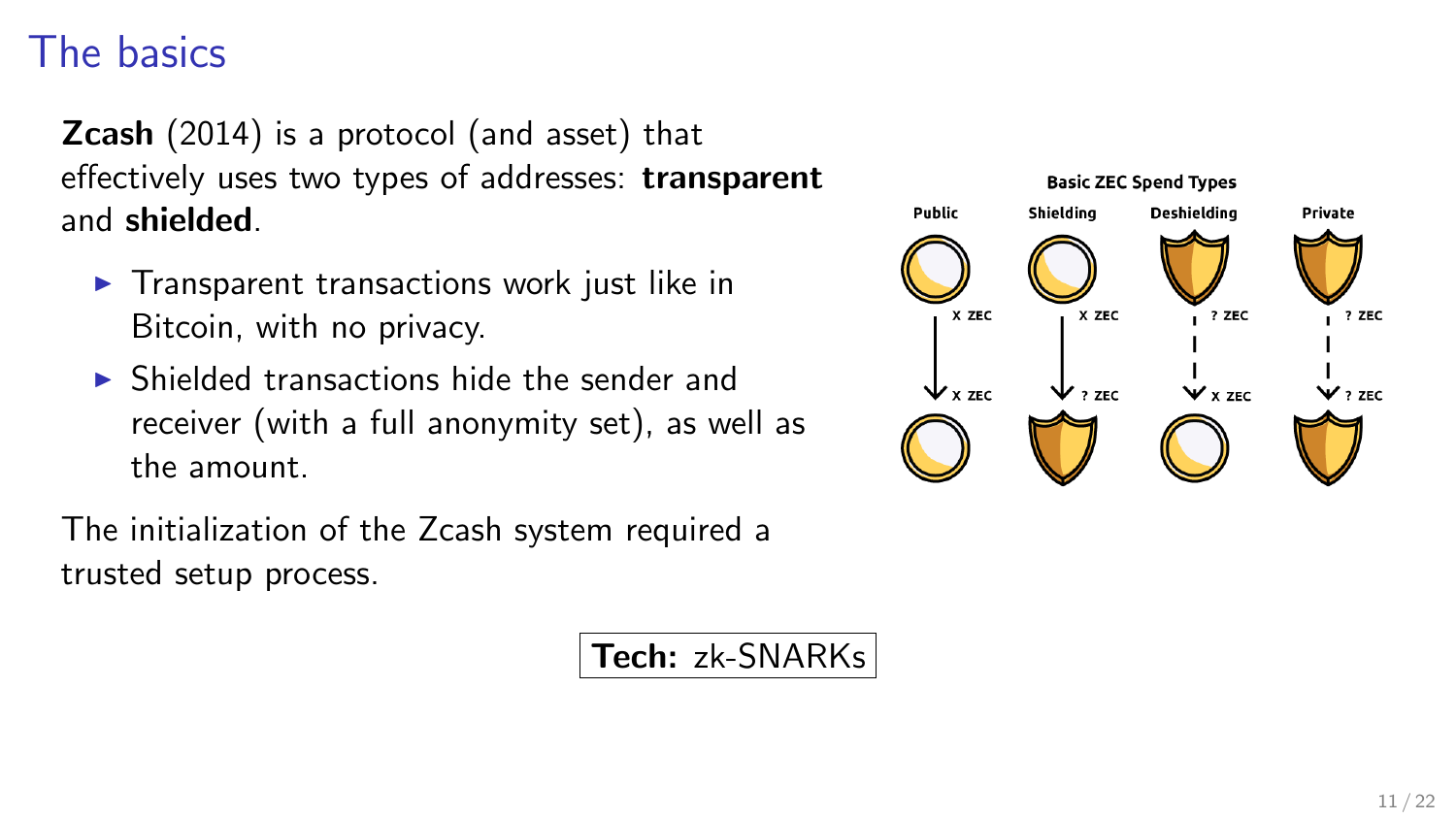# The basics

**Zcash** (2014) is a protocol (and asset) that effectively uses two types of addresses: **transparent** and **shielded**.

- Transparent transactions work just like in Bitcoin, with no privacy.
- Shielded transactions hide the sender and receiver (with a full anonymity set), as well as the amount.

The initialization of the Zcash system required a trusted setup process.

**Basic ZEC Spend Types**

| Public | Shielding | Deshielding | Private |
| --- | --- | --- | --- |
| X ZEC → X ZEC | X ZEC → ? ZEC | ? ZEC → X ZEC | ? ZEC → ? ZEC |

**Tech:** zk-SNARKs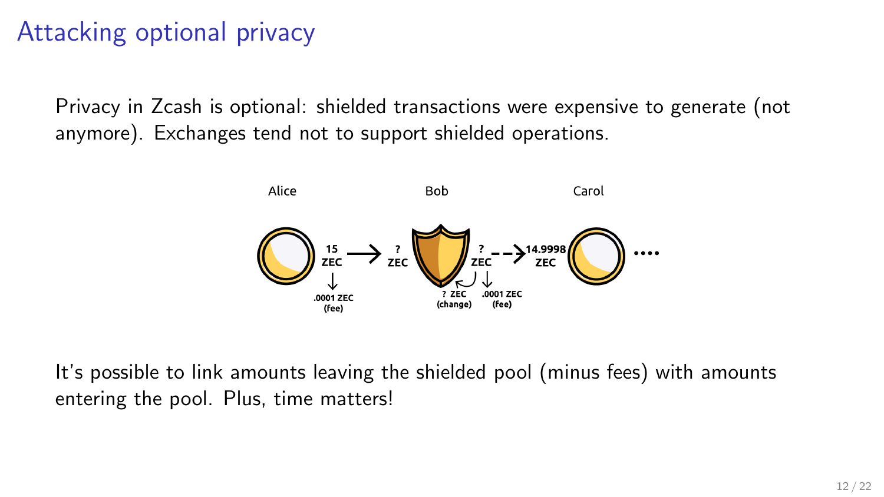# Attacking optional privacy

Privacy in Zcash is optional: shielded transactions were expensive to generate (not anymore). Exchanges tend not to support shielded operations.

It's possible to link amounts leaving the shielded pool (minus fees) with amounts entering the pool. Plus, time matters!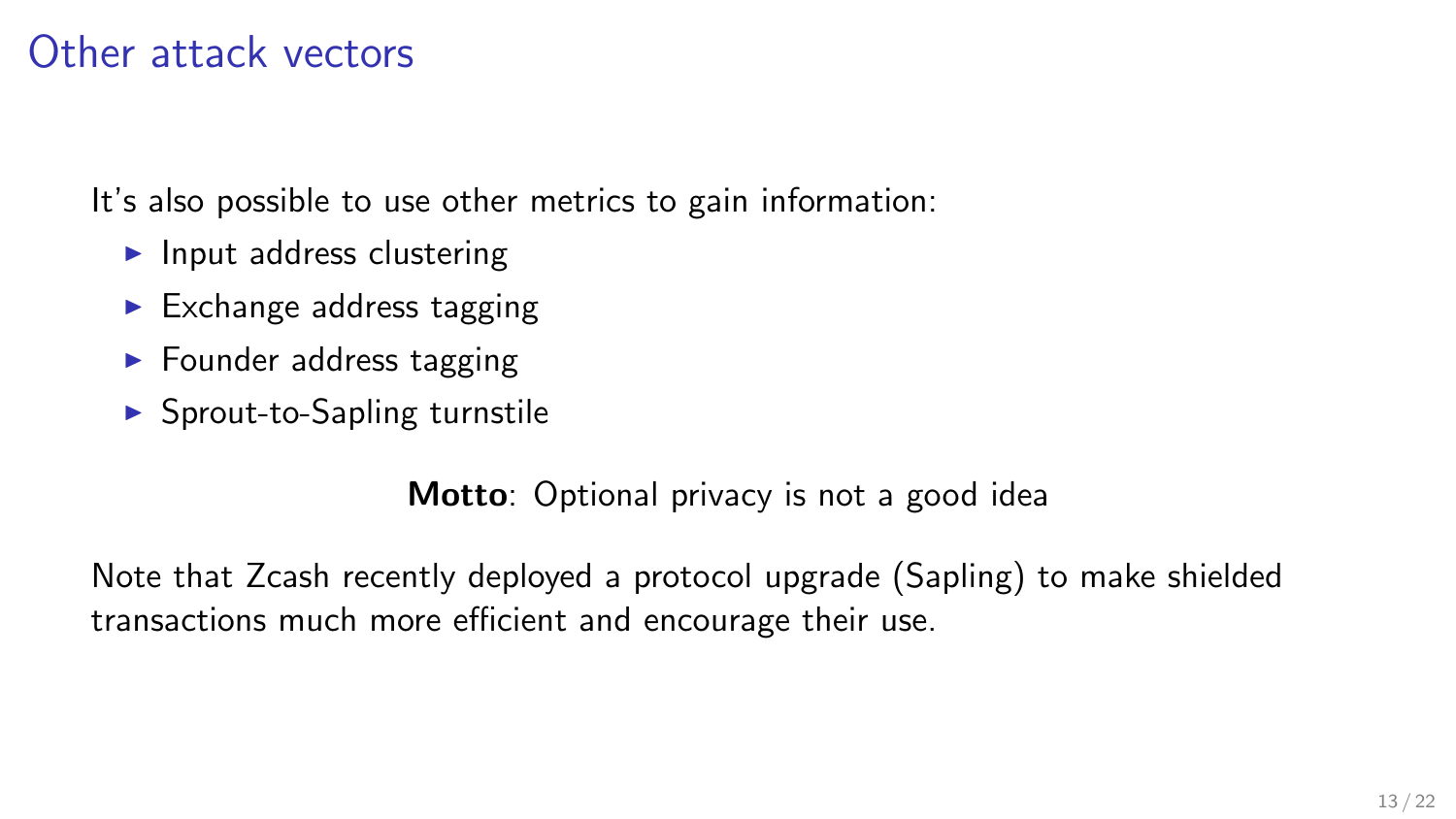# Other attack vectors

It's also possible to use other metrics to gain information:

- Input address clustering
- Exchange address tagging
- Founder address tagging
- Sprout-to-Sapling turnstile

**Motto**: Optional privacy is not a good idea

Note that Zcash recently deployed a protocol upgrade (Sapling) to make shielded transactions much more efficient and encourage their use.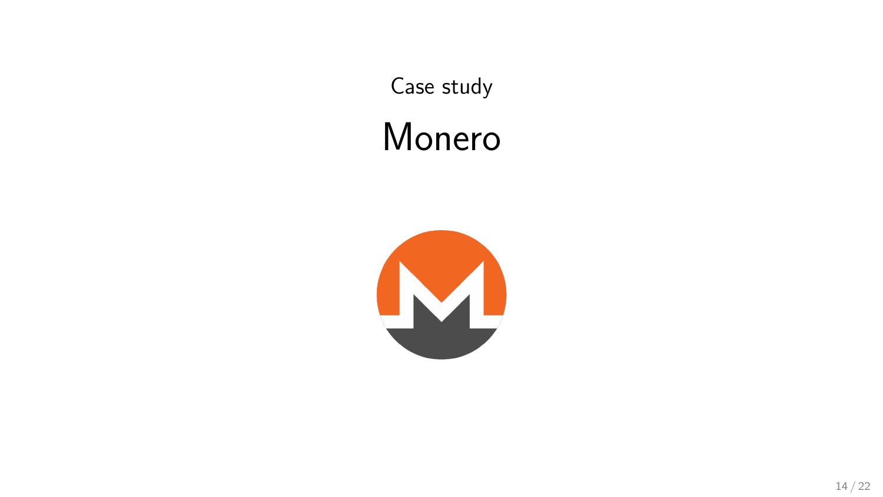Case study

# Monero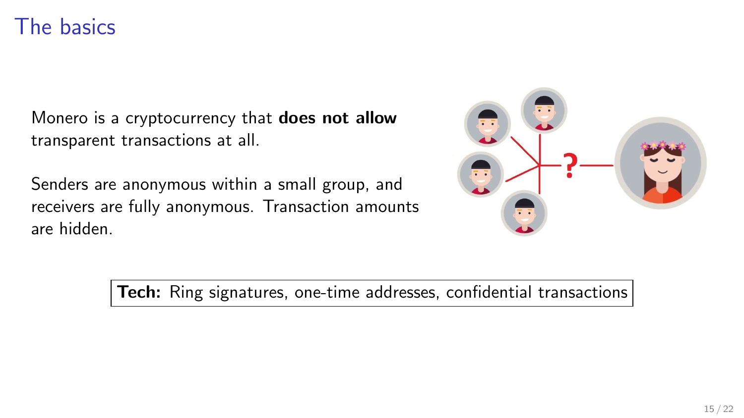# The basics

Monero is a cryptocurrency that **does not allow** transparent transactions at all.

Senders are anonymous within a small group, and receivers are fully anonymous. Transaction amounts are hidden.

**Tech:** Ring signatures, one-time addresses, confidential transactions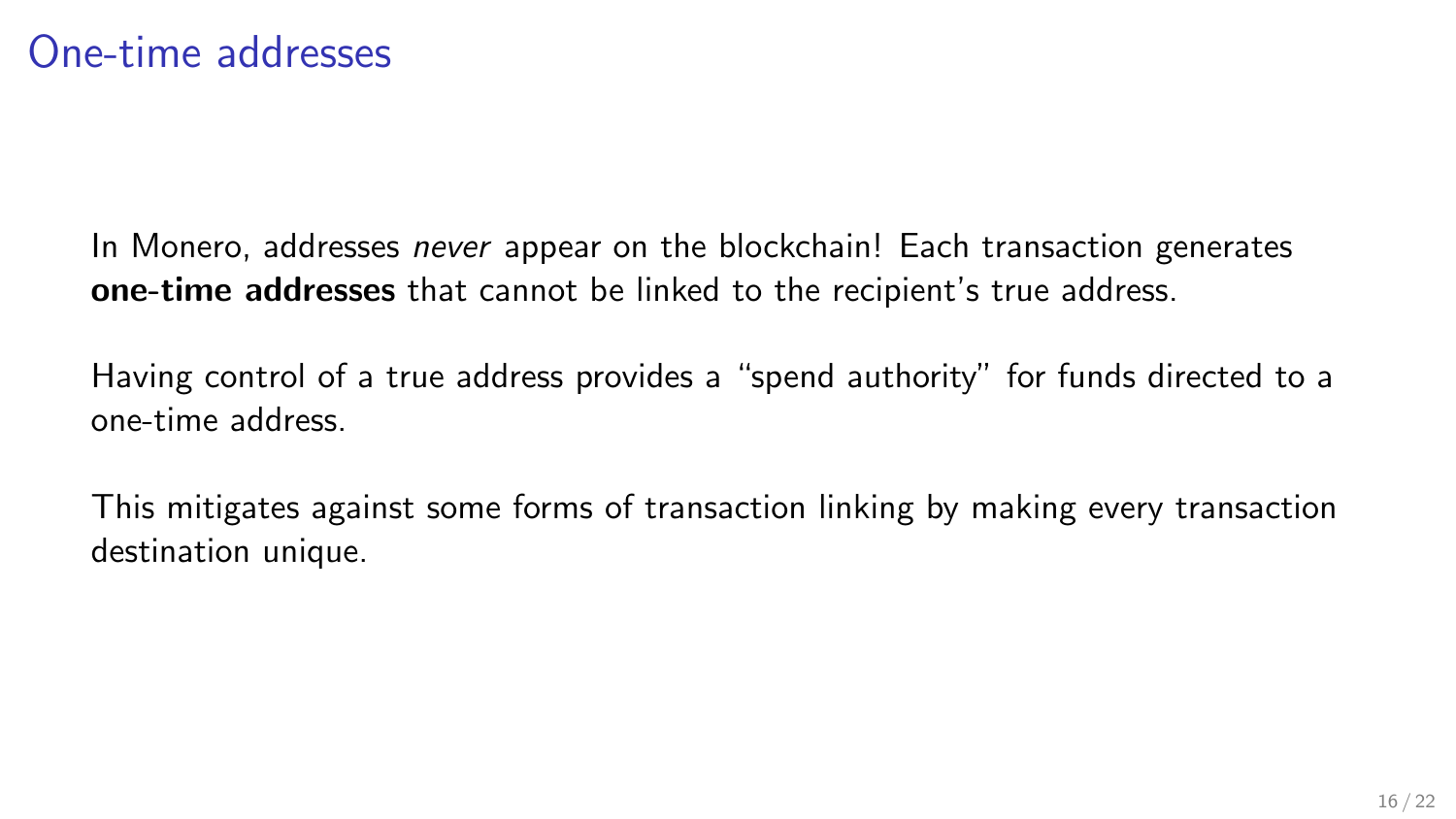# One-time addresses

In Monero, addresses *never* appear on the blockchain! Each transaction generates **one-time addresses** that cannot be linked to the recipient's true address.

Having control of a true address provides a "spend authority" for funds directed to a one-time address.

This mitigates against some forms of transaction linking by making every transaction destination unique.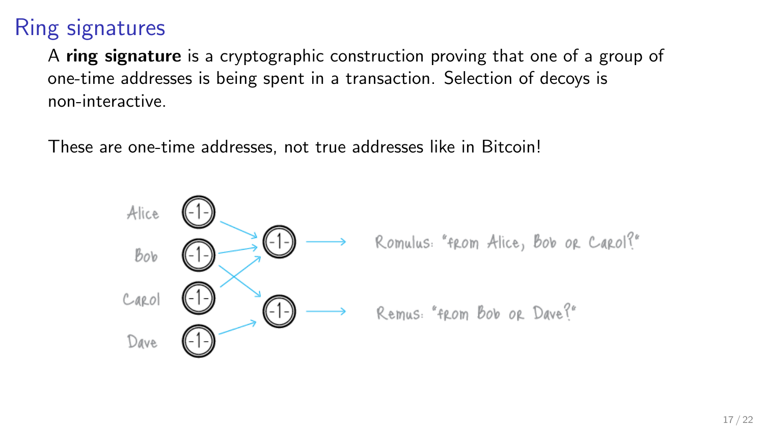## Ring signatures

A **ring signature** is a cryptographic construction proving that one of a group of one-time addresses is being spent in a transaction. Selection of decoys is non-interactive.

These are one-time addresses, not true addresses like in Bitcoin!

Alice
Bob
Carol
Dave

Romulus: "from Alice, Bob or Carol?"

Remus: "from Bob or Dave?"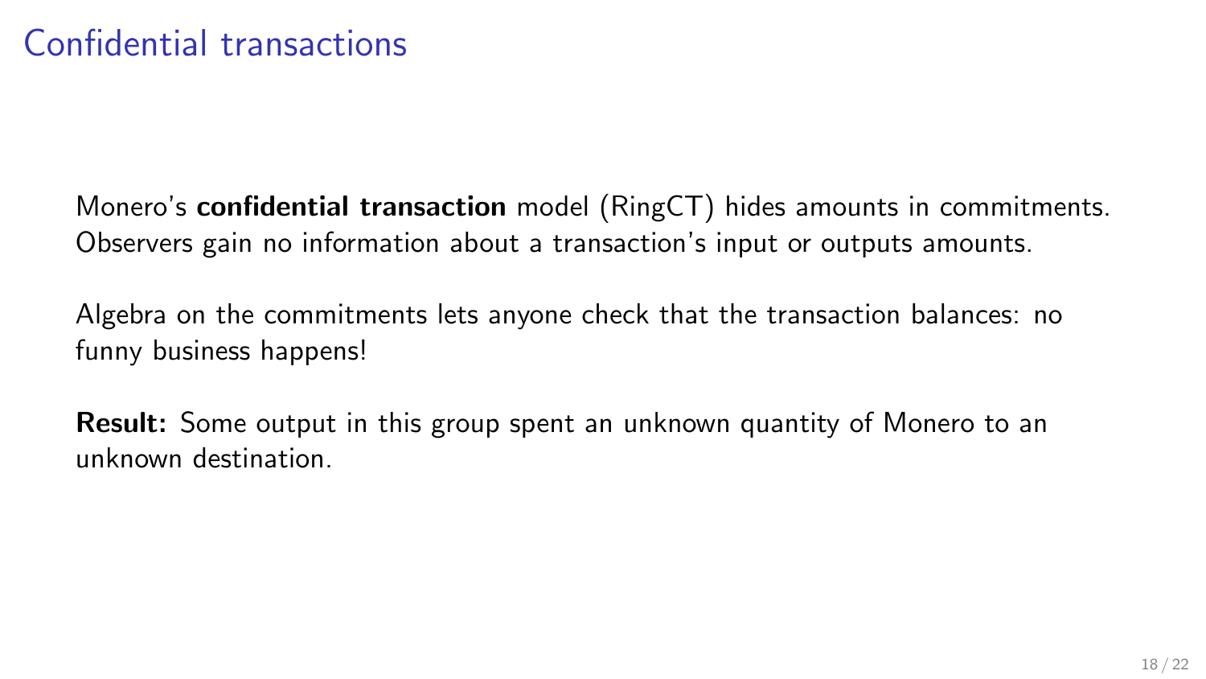# Confidential transactions

Monero's **confidential transaction** model (RingCT) hides amounts in commitments. Observers gain no information about a transaction's input or outputs amounts.

Algebra on the commitments lets anyone check that the transaction balances: no funny business happens!

**Result:** Some output in this group spent an unknown quantity of Monero to an unknown destination.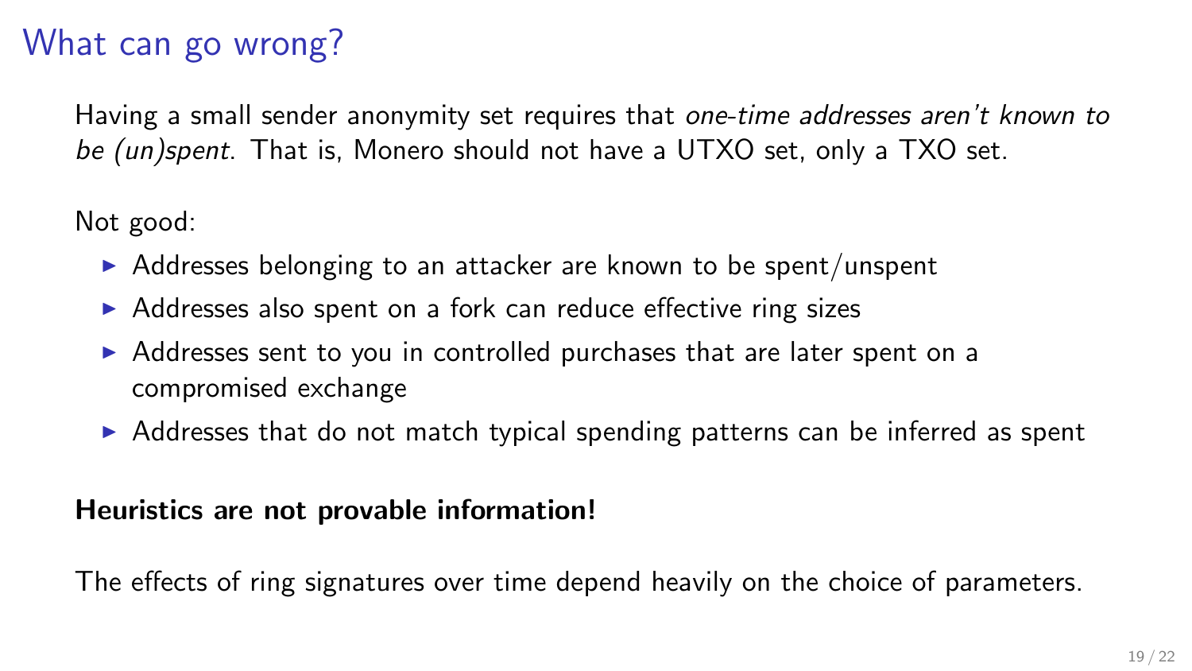# What can go wrong?

Having a small sender anonymity set requires that *one-time addresses aren't known to be (un)spent*. That is, Monero should not have a UTXO set, only a TXO set.

Not good:

- Addresses belonging to an attacker are known to be spent/unspent
- Addresses also spent on a fork can reduce effective ring sizes
- Addresses sent to you in controlled purchases that are later spent on a compromised exchange
- Addresses that do not match typical spending patterns can be inferred as spent

**Heuristics are not provable information!**

The effects of ring signatures over time depend heavily on the choice of parameters.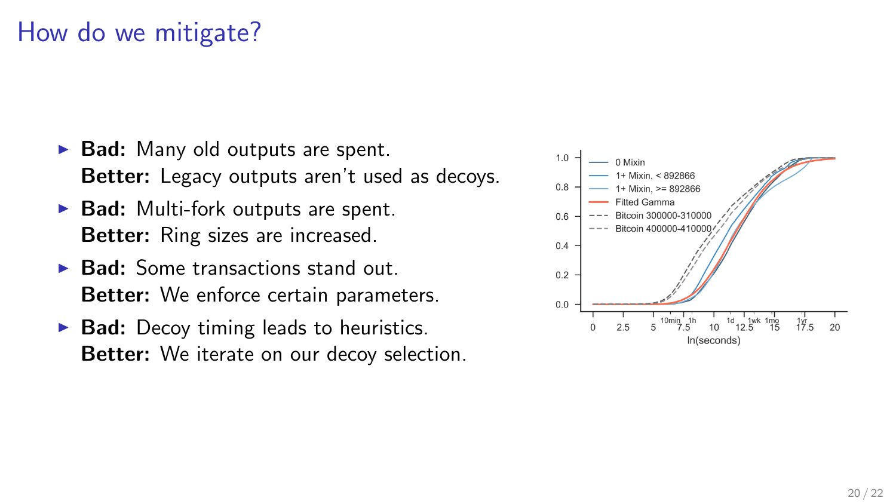# How do we mitigate?

- **Bad:** Many old outputs are spent.
  **Better:** Legacy outputs aren't used as decoys.
- **Bad:** Multi-fork outputs are spent.
  **Better:** Ring sizes are increased.
- **Bad:** Some transactions stand out.
  **Better:** We enforce certain parameters.
- **Bad:** Decoy timing leads to heuristics.
  **Better:** We iterate on our decoy selection.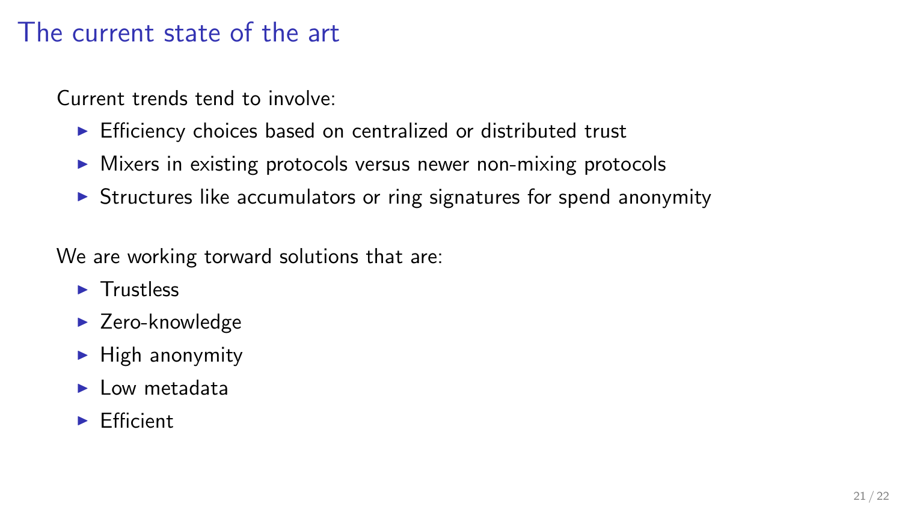# The current state of the art

Current trends tend to involve:

- Efficiency choices based on centralized or distributed trust
- Mixers in existing protocols versus newer non-mixing protocols
- Structures like accumulators or ring signatures for spend anonymity

We are working torward solutions that are:

- Trustless
- Zero-knowledge
- High anonymity
- Low metadata
- Efficient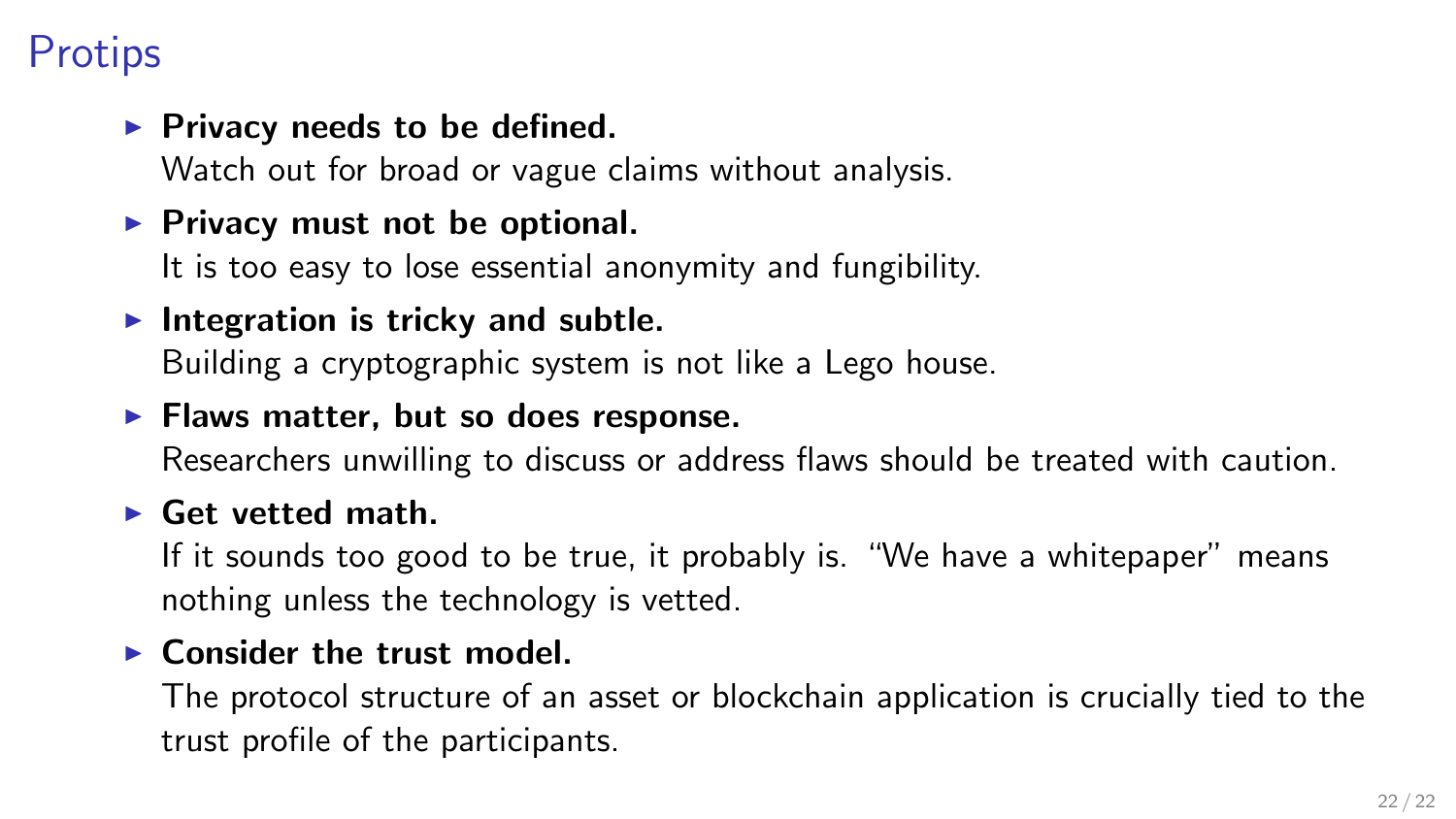# Protips

- **Privacy needs to be defined.**
  Watch out for broad or vague claims without analysis.
- **Privacy must not be optional.**
  It is too easy to lose essential anonymity and fungibility.
- **Integration is tricky and subtle.**
  Building a cryptographic system is not like a Lego house.
- **Flaws matter, but so does response.**
  Researchers unwilling to discuss or address flaws should be treated with caution.
- **Get vetted math.**
  If it sounds too good to be true, it probably is. "We have a whitepaper" means nothing unless the technology is vetted.
- **Consider the trust model.**
  The protocol structure of an asset or blockchain application is crucially tied to the trust profile of the participants.